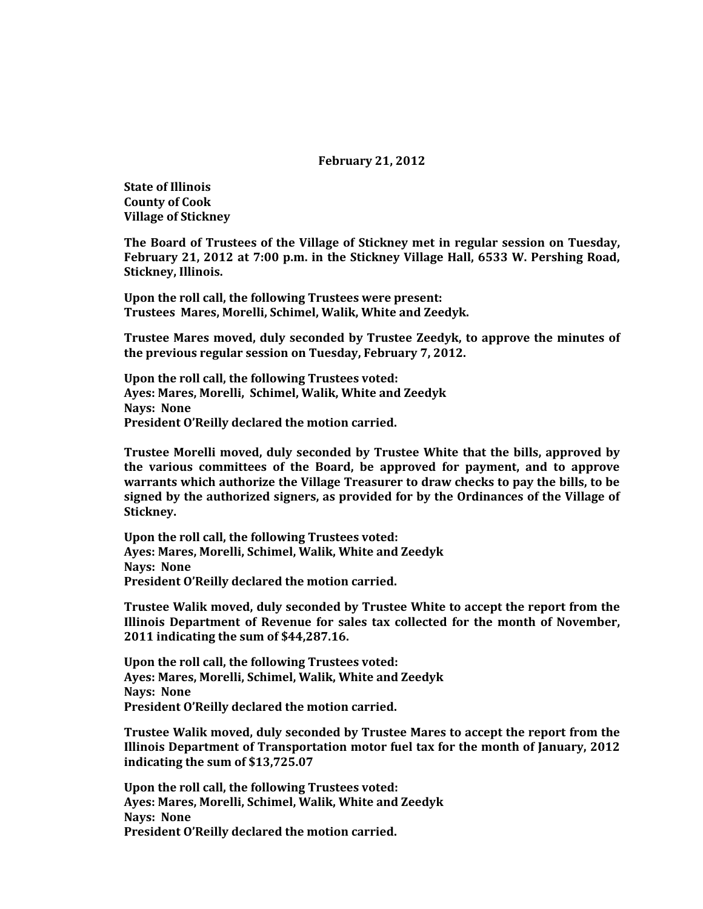**February 21, 2012**

**State of Illinois**
**County of Cook**
**Village of Stickney**

**The Board of Trustees of the Village of Stickney met in regular session on Tuesday, February 21, 2012 at 7:00 p.m. in the Stickney Village Hall, 6533 W. Pershing Road, Stickney, Illinois.**

**Upon the roll call, the following Trustees were present:**
**Trustees Mares, Morelli, Schimel, Walik, White and Zeedyk.**

**Trustee Mares moved, duly seconded by Trustee Zeedyk, to approve the minutes of the previous regular session on Tuesday, February 7, 2012.**

**Upon the roll call, the following Trustees voted:**
**Ayes: Mares, Morelli, Schimel, Walik, White and Zeedyk**
**Nays: None**
**President O'Reilly declared the motion carried.**

**Trustee Morelli moved, duly seconded by Trustee White that the bills, approved by the various committees of the Board, be approved for payment, and to approve warrants which authorize the Village Treasurer to draw checks to pay the bills, to be signed by the authorized signers, as provided for by the Ordinances of the Village of Stickney.**

**Upon the roll call, the following Trustees voted:**
**Ayes: Mares, Morelli, Schimel, Walik, White and Zeedyk**
**Nays: None**
**President O'Reilly declared the motion carried.**

**Trustee Walik moved, duly seconded by Trustee White to accept the report from the Illinois Department of Revenue for sales tax collected for the month of November, 2011 indicating the sum of $44,287.16.**

**Upon the roll call, the following Trustees voted:**
**Ayes: Mares, Morelli, Schimel, Walik, White and Zeedyk**
**Nays: None**
**President O'Reilly declared the motion carried.**

**Trustee Walik moved, duly seconded by Trustee Mares to accept the report from the Illinois Department of Transportation motor fuel tax for the month of January, 2012 indicating the sum of $13,725.07**

**Upon the roll call, the following Trustees voted:**
**Ayes: Mares, Morelli, Schimel, Walik, White and Zeedyk**
**Nays: None**
**President O'Reilly declared the motion carried.**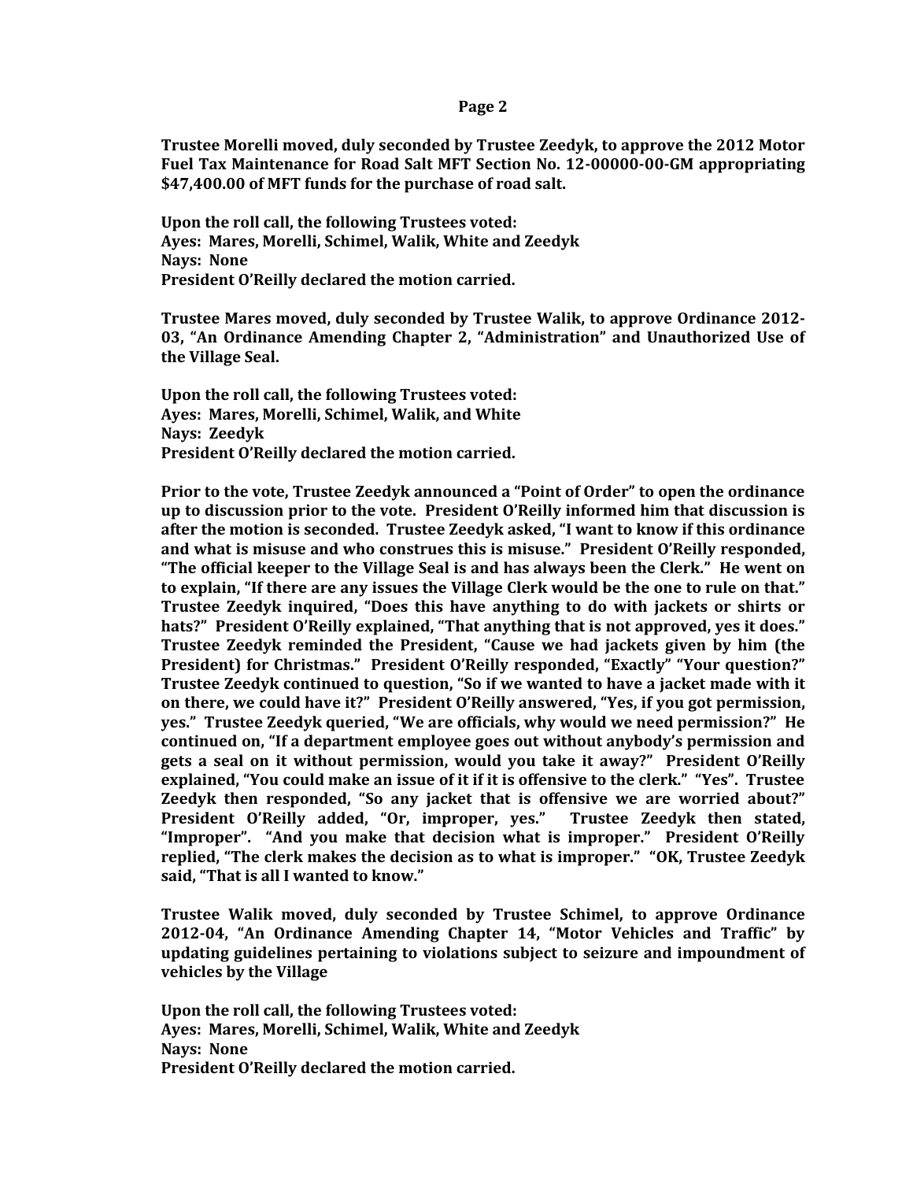**Trustee Morelli moved, duly seconded by Trustee Zeedyk, to approve the 2012 Motor Fuel Tax Maintenance for Road Salt MFT Section No. 12-00000-00-GM appropriating $47,400.00 of MFT funds for the purchase of road salt.**

**Upon the roll call, the following Trustees voted:**
**Ayes: Mares, Morelli, Schimel, Walik, White and Zeedyk**
**Nays: None**
**President O'Reilly declared the motion carried.**

**Trustee Mares moved, duly seconded by Trustee Walik, to approve Ordinance 2012-03, "An Ordinance Amending Chapter 2, "Administration" and Unauthorized Use of the Village Seal.**

**Upon the roll call, the following Trustees voted:**
**Ayes: Mares, Morelli, Schimel, Walik, and White**
**Nays: Zeedyk**
**President O'Reilly declared the motion carried.**

**Prior to the vote, Trustee Zeedyk announced a "Point of Order" to open the ordinance up to discussion prior to the vote. President O'Reilly informed him that discussion is after the motion is seconded. Trustee Zeedyk asked, "I want to know if this ordinance and what is misuse and who construes this is misuse." President O'Reilly responded, "The official keeper to the Village Seal is and has always been the Clerk." He went on to explain, "If there are any issues the Village Clerk would be the one to rule on that." Trustee Zeedyk inquired, "Does this have anything to do with jackets or shirts or hats?" President O'Reilly explained, "That anything that is not approved, yes it does." Trustee Zeedyk reminded the President, "Cause we had jackets given by him (the President) for Christmas." President O'Reilly responded, "Exactly" "Your question?" Trustee Zeedyk continued to question, "So if we wanted to have a jacket made with it on there, we could have it?" President O'Reilly answered, "Yes, if you got permission, yes." Trustee Zeedyk queried, "We are officials, why would we need permission?" He continued on, "If a department employee goes out without anybody's permission and gets a seal on it without permission, would you take it away?" President O'Reilly explained, "You could make an issue of it if it is offensive to the clerk." "Yes". Trustee Zeedyk then responded, "So any jacket that is offensive we are worried about?" President O'Reilly added, "Or, improper, yes." Trustee Zeedyk then stated, "Improper". "And you make that decision what is improper." President O'Reilly replied, "The clerk makes the decision as to what is improper." "OK, Trustee Zeedyk said, "That is all I wanted to know."**

**Trustee Walik moved, duly seconded by Trustee Schimel, to approve Ordinance 2012-04, "An Ordinance Amending Chapter 14, "Motor Vehicles and Traffic" by updating guidelines pertaining to violations subject to seizure and impoundment of vehicles by the Village**

**Upon the roll call, the following Trustees voted:**
**Ayes: Mares, Morelli, Schimel, Walik, White and Zeedyk**
**Nays: None**
**President O'Reilly declared the motion carried.**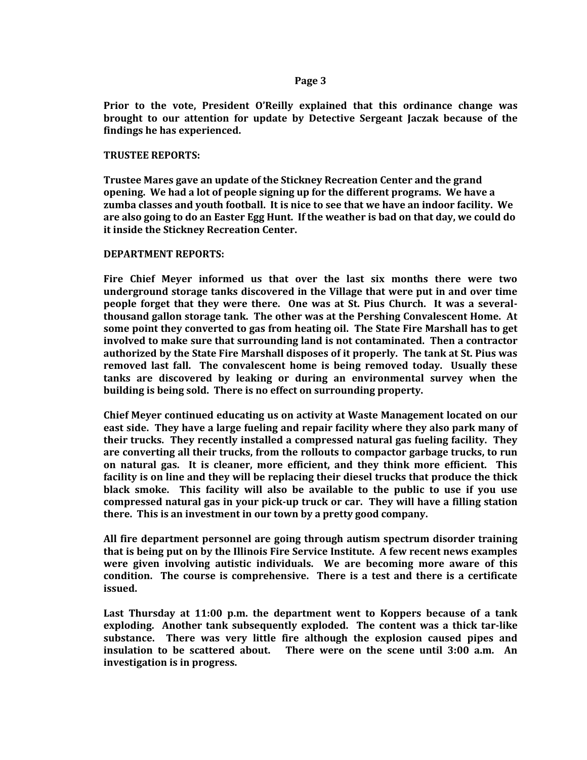**Prior to the vote, President O'Reilly explained that this ordinance change was brought to our attention for update by Detective Sergeant Jaczak because of the findings he has experienced.**

**TRUSTEE REPORTS:**

**Trustee Mares gave an update of the Stickney Recreation Center and the grand opening. We had a lot of people signing up for the different programs. We have a zumba classes and youth football. It is nice to see that we have an indoor facility. We are also going to do an Easter Egg Hunt. If the weather is bad on that day, we could do it inside the Stickney Recreation Center.**

**DEPARTMENT REPORTS:**

**Fire Chief Meyer informed us that over the last six months there were two underground storage tanks discovered in the Village that were put in and over time people forget that they were there. One was at St. Pius Church. It was a several-thousand gallon storage tank. The other was at the Pershing Convalescent Home. At some point they converted to gas from heating oil. The State Fire Marshall has to get involved to make sure that surrounding land is not contaminated. Then a contractor authorized by the State Fire Marshall disposes of it properly. The tank at St. Pius was removed last fall. The convalescent home is being removed today. Usually these tanks are discovered by leaking or during an environmental survey when the building is being sold. There is no effect on surrounding property.**

**Chief Meyer continued educating us on activity at Waste Management located on our east side. They have a large fueling and repair facility where they also park many of their trucks. They recently installed a compressed natural gas fueling facility. They are converting all their trucks, from the rollouts to compactor garbage trucks, to run on natural gas. It is cleaner, more efficient, and they think more efficient. This facility is on line and they will be replacing their diesel trucks that produce the thick black smoke. This facility will also be available to the public to use if you use compressed natural gas in your pick-up truck or car. They will have a filling station there. This is an investment in our town by a pretty good company.**

**All fire department personnel are going through autism spectrum disorder training that is being put on by the Illinois Fire Service Institute. A few recent news examples were given involving autistic individuals. We are becoming more aware of this condition. The course is comprehensive. There is a test and there is a certificate issued.**

**Last Thursday at 11:00 p.m. the department went to Koppers because of a tank exploding. Another tank subsequently exploded. The content was a thick tar-like substance. There was very little fire although the explosion caused pipes and insulation to be scattered about. There were on the scene until 3:00 a.m. An investigation is in progress.**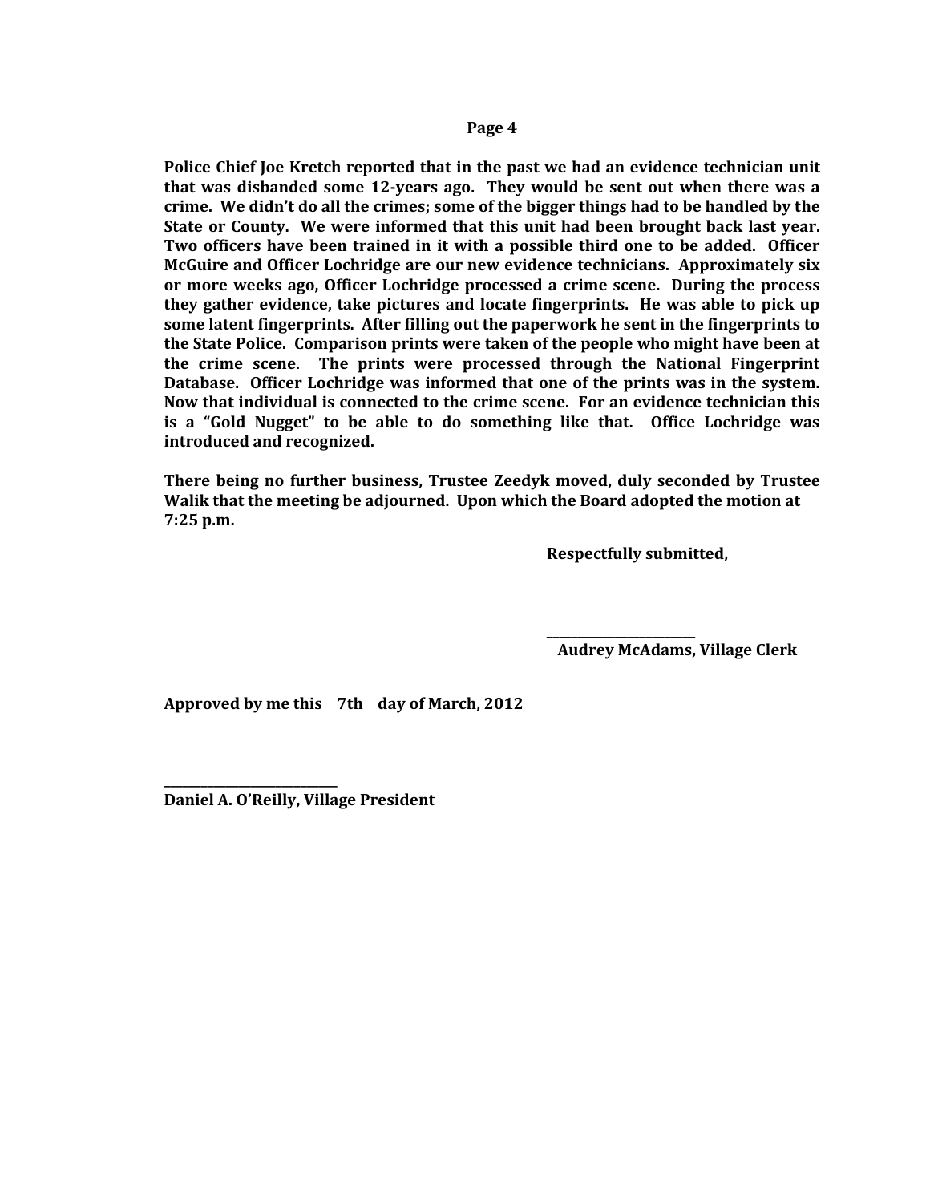**Police Chief Joe Kretch reported that in the past we had an evidence technician unit that was disbanded some 12-years ago. They would be sent out when there was a crime. We didn't do all the crimes; some of the bigger things had to be handled by the State or County. We were informed that this unit had been brought back last year. Two officers have been trained in it with a possible third one to be added. Officer McGuire and Officer Lochridge are our new evidence technicians. Approximately six or more weeks ago, Officer Lochridge processed a crime scene. During the process they gather evidence, take pictures and locate fingerprints. He was able to pick up some latent fingerprints. After filling out the paperwork he sent in the fingerprints to the State Police. Comparison prints were taken of the people who might have been at the crime scene. The prints were processed through the National Fingerprint Database. Officer Lochridge was informed that one of the prints was in the system. Now that individual is connected to the crime scene. For an evidence technician this is a "Gold Nugget" to be able to do something like that. Office Lochridge was introduced and recognized.**

**There being no further business, Trustee Zeedyk moved, duly seconded by Trustee Walik that the meeting be adjourned. Upon which the Board adopted the motion at 7:25 p.m.**

**Respectfully submitted,**

**\_\_\_\_\_\_\_\_\_\_\_\_\_\_\_\_\_\_\_\_\_\_\_\_**
**Audrey McAdams, Village Clerk**

**Approved by me this 7th day of March, 2012**

**\_\_\_\_\_\_\_\_\_\_\_\_\_\_\_\_\_\_\_\_\_\_\_\_\_\_\_\_**
**Daniel A. O'Reilly, Village President**